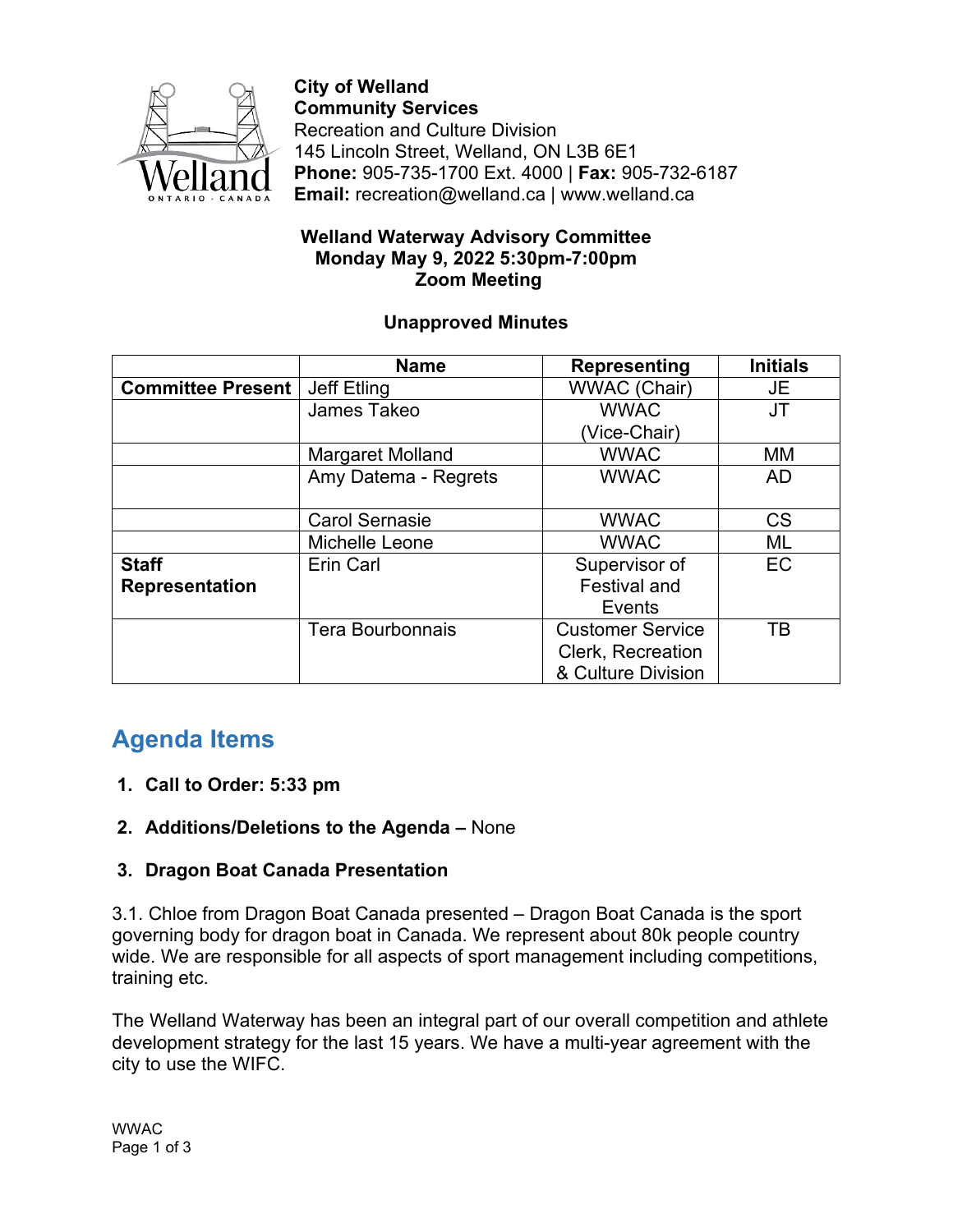**City of Welland**
**Community Services**
Recreation and Culture Division
145 Lincoln Street, Welland, ON L3B 6E1
**Phone:** 905-735-1700 Ext. 4000 | **Fax:** 905-732-6187
**Email:** recreation@welland.ca | www.welland.ca

**Welland Waterway Advisory Committee**
**Monday May 9, 2022 5:30pm-7:00pm**
**Zoom Meeting**

**Unapproved Minutes**

| | Name | Representing | Initials |
|---|---|---|---|
| **Committee Present** | Jeff Etling | WWAC (Chair) | JE |
| | James Takeo | WWAC (Vice-Chair) | JT |
| | Margaret Molland | WWAC | MM |
| | Amy Datema - Regrets | WWAC | AD |
| | Carol Sernasie | WWAC | CS |
| | Michelle Leone | WWAC | ML |
| **Staff Representation** | Erin Carl | Supervisor of Festival and Events | EC |
| | Tera Bourbonnais | Customer Service Clerk, Recreation & Culture Division | TB |

## Agenda Items

1. **Call to Order: 5:33 pm**

2. **Additions/Deletions to the Agenda –** None

3. **Dragon Boat Canada Presentation**

3.1. Chloe from Dragon Boat Canada presented – Dragon Boat Canada is the sport governing body for dragon boat in Canada. We represent about 80k people country wide. We are responsible for all aspects of sport management including competitions, training etc.

The Welland Waterway has been an integral part of our overall competition and athlete development strategy for the last 15 years. We have a multi-year agreement with the city to use the WIFC.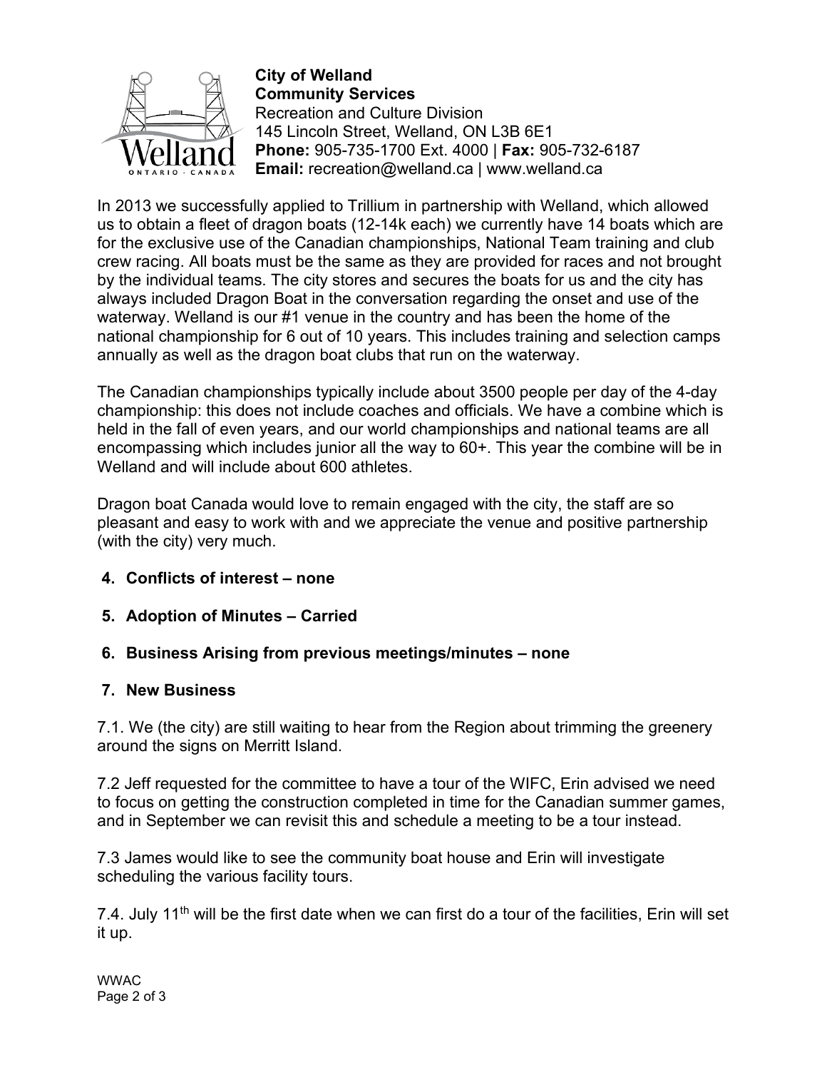**City of Welland**
**Community Services**
Recreation and Culture Division
145 Lincoln Street, Welland, ON L3B 6E1
**Phone:** 905-735-1700 Ext. 4000 | **Fax:** 905-732-6187
**Email:** recreation@welland.ca | www.welland.ca

In 2013 we successfully applied to Trillium in partnership with Welland, which allowed us to obtain a fleet of dragon boats (12-14k each) we currently have 14 boats which are for the exclusive use of the Canadian championships, National Team training and club crew racing. All boats must be the same as they are provided for races and not brought by the individual teams. The city stores and secures the boats for us and the city has always included Dragon Boat in the conversation regarding the onset and use of the waterway. Welland is our #1 venue in the country and has been the home of the national championship for 6 out of 10 years. This includes training and selection camps annually as well as the dragon boat clubs that run on the waterway.

The Canadian championships typically include about 3500 people per day of the 4-day championship: this does not include coaches and officials. We have a combine which is held in the fall of even years, and our world championships and national teams are all encompassing which includes junior all the way to 60+. This year the combine will be in Welland and will include about 600 athletes.

Dragon boat Canada would love to remain engaged with the city, the staff are so pleasant and easy to work with and we appreciate the venue and positive partnership (with the city) very much.

4. **Conflicts of interest – none**

5. **Adoption of Minutes – Carried**

6. **Business Arising from previous meetings/minutes – none**

7. **New Business**

7.1. We (the city) are still waiting to hear from the Region about trimming the greenery around the signs on Merritt Island.

7.2 Jeff requested for the committee to have a tour of the WIFC, Erin advised we need to focus on getting the construction completed in time for the Canadian summer games, and in September we can revisit this and schedule a meeting to be a tour instead.

7.3 James would like to see the community boat house and Erin will investigate scheduling the various facility tours.

7.4. July 11th will be the first date when we can first do a tour of the facilities, Erin will set it up.

WWAC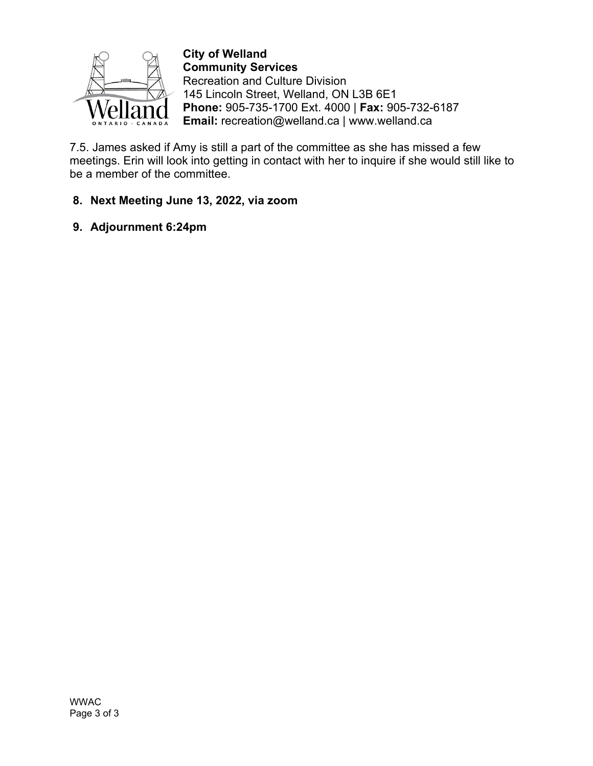**City of Welland**
**Community Services**
Recreation and Culture Division
145 Lincoln Street, Welland, ON L3B 6E1
**Phone:** 905-735-1700 Ext. 4000 | **Fax:** 905-732-6187
**Email:** recreation@welland.ca | www.welland.ca

7.5. James asked if Amy is still a part of the committee as she has missed a few meetings. Erin will look into getting in contact with her to inquire if she would still like to be a member of the committee.

**8. Next Meeting June 13, 2022, via zoom**

**9. Adjournment 6:24pm**